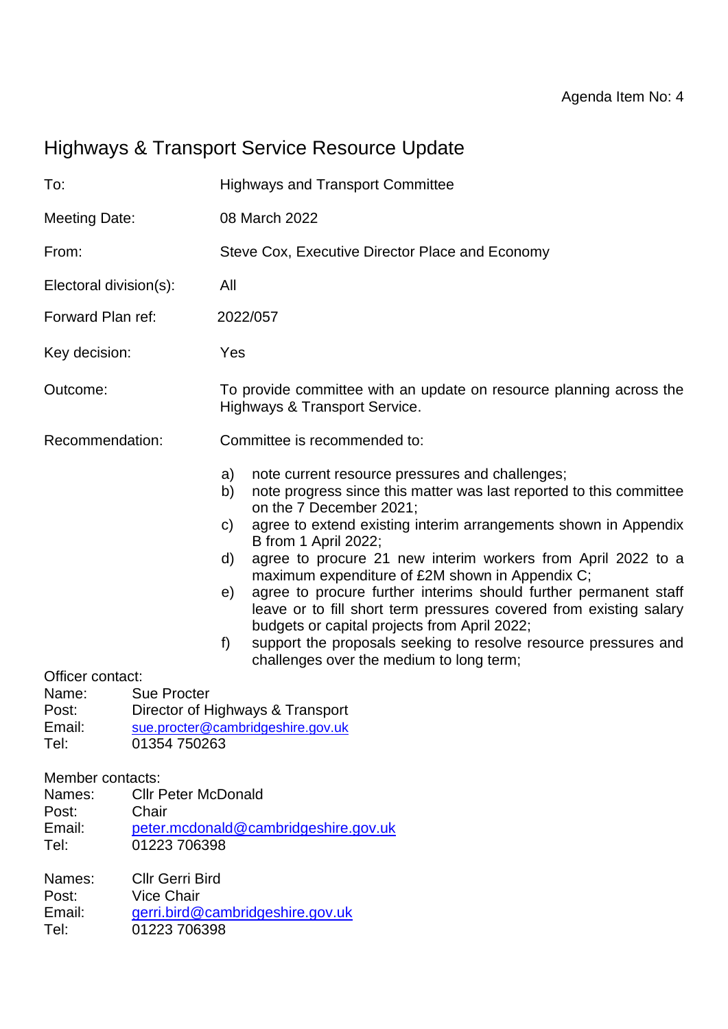Agenda Item No: 4

# Highways & Transport Service Resource Update

To: Highways and Transport Committee

Meeting Date: 08 March 2022

From: Steve Cox, Executive Director Place and Economy

Electoral division(s): All

Forward Plan ref: 2022/057

Key decision: Yes

Outcome: To provide committee with an update on resource planning across the Highways & Transport Service.

Recommendation: Committee is recommended to:

a) note current resource pressures and challenges;
b) note progress since this matter was last reported to this committee on the 7 December 2021;
c) agree to extend existing interim arrangements shown in Appendix B from 1 April 2022;
d) agree to procure 21 new interim workers from April 2022 to a maximum expenditure of £2M shown in Appendix C;
e) agree to procure further interims should further permanent staff leave or to fill short term pressures covered from existing salary budgets or capital projects from April 2022;
f) support the proposals seeking to resolve resource pressures and challenges over the medium to long term;

Officer contact:
Name: Sue Procter
Post: Director of Highways & Transport
Email: sue.procter@cambridgeshire.gov.uk
Tel: 01354 750263

Member contacts:
Names: Cllr Peter McDonald
Post: Chair
Email: peter.mcdonald@cambridgeshire.gov.uk
Tel: 01223 706398

Names: Cllr Gerri Bird
Post: Vice Chair
Email: gerri.bird@cambridgeshire.gov.uk
Tel: 01223 706398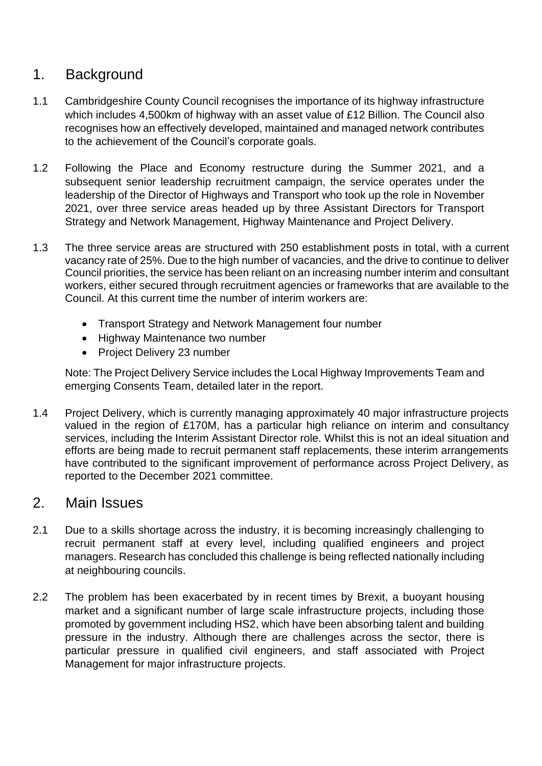## 1. Background

1.1 Cambridgeshire County Council recognises the importance of its highway infrastructure which includes 4,500km of highway with an asset value of £12 Billion. The Council also recognises how an effectively developed, maintained and managed network contributes to the achievement of the Council's corporate goals.

1.2 Following the Place and Economy restructure during the Summer 2021, and a subsequent senior leadership recruitment campaign, the service operates under the leadership of the Director of Highways and Transport who took up the role in November 2021, over three service areas headed up by three Assistant Directors for Transport Strategy and Network Management, Highway Maintenance and Project Delivery.

1.3 The three service areas are structured with 250 establishment posts in total, with a current vacancy rate of 25%. Due to the high number of vacancies, and the drive to continue to deliver Council priorities, the service has been reliant on an increasing number interim and consultant workers, either secured through recruitment agencies or frameworks that are available to the Council. At this current time the number of interim workers are:

- Transport Strategy and Network Management four number
- Highway Maintenance two number
- Project Delivery 23 number

Note: The Project Delivery Service includes the Local Highway Improvements Team and emerging Consents Team, detailed later in the report.

1.4 Project Delivery, which is currently managing approximately 40 major infrastructure projects valued in the region of £170M, has a particular high reliance on interim and consultancy services, including the Interim Assistant Director role. Whilst this is not an ideal situation and efforts are being made to recruit permanent staff replacements, these interim arrangements have contributed to the significant improvement of performance across Project Delivery, as reported to the December 2021 committee.

## 2. Main Issues

2.1 Due to a skills shortage across the industry, it is becoming increasingly challenging to recruit permanent staff at every level, including qualified engineers and project managers. Research has concluded this challenge is being reflected nationally including at neighbouring councils.

2.2 The problem has been exacerbated by in recent times by Brexit, a buoyant housing market and a significant number of large scale infrastructure projects, including those promoted by government including HS2, which have been absorbing talent and building pressure in the industry. Although there are challenges across the sector, there is particular pressure in qualified civil engineers, and staff associated with Project Management for major infrastructure projects.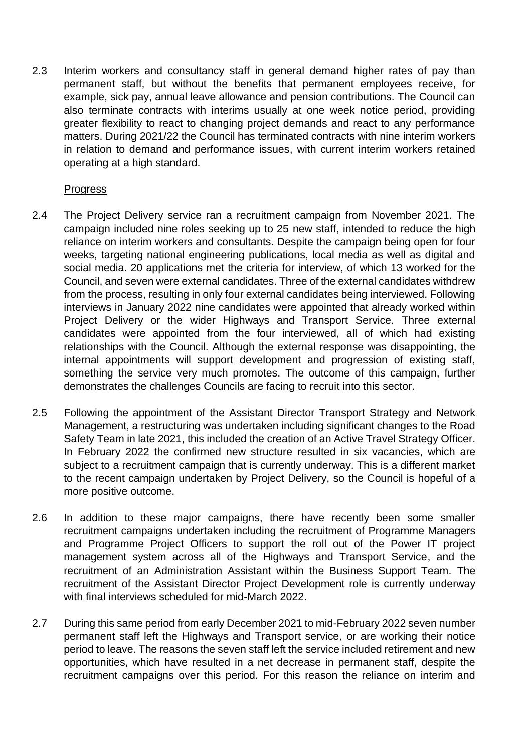2.3 Interim workers and consultancy staff in general demand higher rates of pay than permanent staff, but without the benefits that permanent employees receive, for example, sick pay, annual leave allowance and pension contributions. The Council can also terminate contracts with interims usually at one week notice period, providing greater flexibility to react to changing project demands and react to any performance matters. During 2021/22 the Council has terminated contracts with nine interim workers in relation to demand and performance issues, with current interim workers retained operating at a high standard.

Progress

2.4 The Project Delivery service ran a recruitment campaign from November 2021. The campaign included nine roles seeking up to 25 new staff, intended to reduce the high reliance on interim workers and consultants. Despite the campaign being open for four weeks, targeting national engineering publications, local media as well as digital and social media. 20 applications met the criteria for interview, of which 13 worked for the Council, and seven were external candidates. Three of the external candidates withdrew from the process, resulting in only four external candidates being interviewed. Following interviews in January 2022 nine candidates were appointed that already worked within Project Delivery or the wider Highways and Transport Service. Three external candidates were appointed from the four interviewed, all of which had existing relationships with the Council. Although the external response was disappointing, the internal appointments will support development and progression of existing staff, something the service very much promotes. The outcome of this campaign, further demonstrates the challenges Councils are facing to recruit into this sector.

2.5 Following the appointment of the Assistant Director Transport Strategy and Network Management, a restructuring was undertaken including significant changes to the Road Safety Team in late 2021, this included the creation of an Active Travel Strategy Officer. In February 2022 the confirmed new structure resulted in six vacancies, which are subject to a recruitment campaign that is currently underway. This is a different market to the recent campaign undertaken by Project Delivery, so the Council is hopeful of a more positive outcome.

2.6 In addition to these major campaigns, there have recently been some smaller recruitment campaigns undertaken including the recruitment of Programme Managers and Programme Project Officers to support the roll out of the Power IT project management system across all of the Highways and Transport Service, and the recruitment of an Administration Assistant within the Business Support Team. The recruitment of the Assistant Director Project Development role is currently underway with final interviews scheduled for mid-March 2022.

2.7 During this same period from early December 2021 to mid-February 2022 seven number permanent staff left the Highways and Transport service, or are working their notice period to leave. The reasons the seven staff left the service included retirement and new opportunities, which have resulted in a net decrease in permanent staff, despite the recruitment campaigns over this period. For this reason the reliance on interim and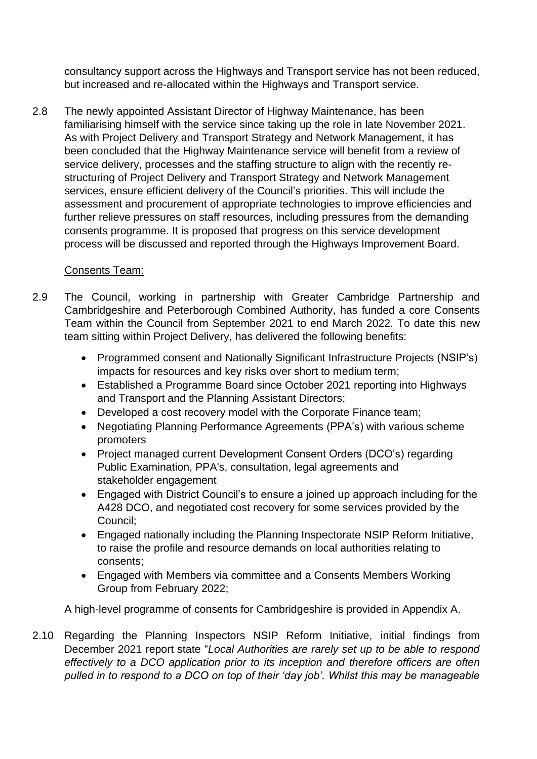consultancy support across the Highways and Transport service has not been reduced, but increased and re-allocated within the Highways and Transport service.

2.8 The newly appointed Assistant Director of Highway Maintenance, has been familiarising himself with the service since taking up the role in late November 2021. As with Project Delivery and Transport Strategy and Network Management, it has been concluded that the Highway Maintenance service will benefit from a review of service delivery, processes and the staffing structure to align with the recently re-structuring of Project Delivery and Transport Strategy and Network Management services, ensure efficient delivery of the Council's priorities. This will include the assessment and procurement of appropriate technologies to improve efficiencies and further relieve pressures on staff resources, including pressures from the demanding consents programme. It is proposed that progress on this service development process will be discussed and reported through the Highways Improvement Board.

Consents Team:

2.9 The Council, working in partnership with Greater Cambridge Partnership and Cambridgeshire and Peterborough Combined Authority, has funded a core Consents Team within the Council from September 2021 to end March 2022. To date this new team sitting within Project Delivery, has delivered the following benefits:

- Programmed consent and Nationally Significant Infrastructure Projects (NSIP's) impacts for resources and key risks over short to medium term;
- Established a Programme Board since October 2021 reporting into Highways and Transport and the Planning Assistant Directors;
- Developed a cost recovery model with the Corporate Finance team;
- Negotiating Planning Performance Agreements (PPA's) with various scheme promoters
- Project managed current Development Consent Orders (DCO's) regarding Public Examination, PPA's, consultation, legal agreements and stakeholder engagement
- Engaged with District Council's to ensure a joined up approach including for the A428 DCO, and negotiated cost recovery for some services provided by the Council;
- Engaged nationally including the Planning Inspectorate NSIP Reform Initiative, to raise the profile and resource demands on local authorities relating to consents;
- Engaged with Members via committee and a Consents Members Working Group from February 2022;

A high-level programme of consents for Cambridgeshire is provided in Appendix A.

2.10 Regarding the Planning Inspectors NSIP Reform Initiative, initial findings from December 2021 report state "*Local Authorities are rarely set up to be able to respond effectively to a DCO application prior to its inception and therefore officers are often pulled in to respond to a DCO on top of their 'day job'. Whilst this may be manageable*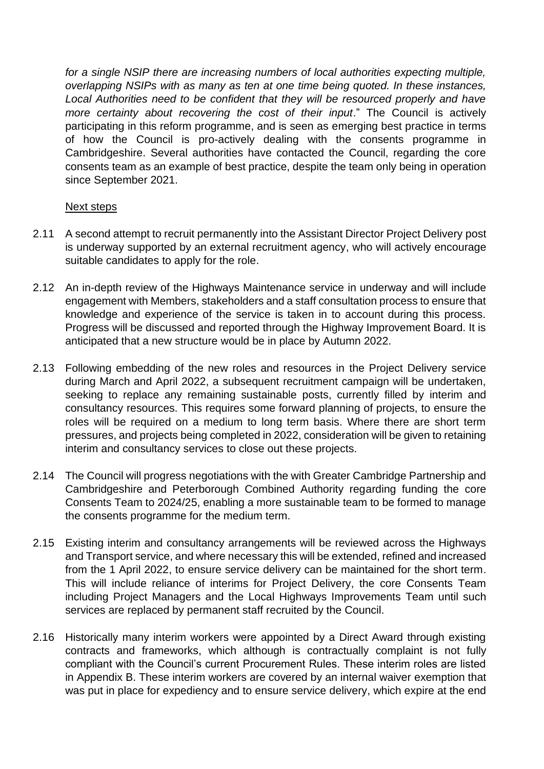*for a single NSIP there are increasing numbers of local authorities expecting multiple, overlapping NSIPs with as many as ten at one time being quoted. In these instances, Local Authorities need to be confident that they will be resourced properly and have more certainty about recovering the cost of their input*." The Council is actively participating in this reform programme, and is seen as emerging best practice in terms of how the Council is pro-actively dealing with the consents programme in Cambridgeshire. Several authorities have contacted the Council, regarding the core consents team as an example of best practice, despite the team only being in operation since September 2021.

Next steps

2.11 A second attempt to recruit permanently into the Assistant Director Project Delivery post is underway supported by an external recruitment agency, who will actively encourage suitable candidates to apply for the role.

2.12 An in-depth review of the Highways Maintenance service in underway and will include engagement with Members, stakeholders and a staff consultation process to ensure that knowledge and experience of the service is taken in to account during this process. Progress will be discussed and reported through the Highway Improvement Board. It is anticipated that a new structure would be in place by Autumn 2022.

2.13 Following embedding of the new roles and resources in the Project Delivery service during March and April 2022, a subsequent recruitment campaign will be undertaken, seeking to replace any remaining sustainable posts, currently filled by interim and consultancy resources. This requires some forward planning of projects, to ensure the roles will be required on a medium to long term basis. Where there are short term pressures, and projects being completed in 2022, consideration will be given to retaining interim and consultancy services to close out these projects.

2.14 The Council will progress negotiations with the with Greater Cambridge Partnership and Cambridgeshire and Peterborough Combined Authority regarding funding the core Consents Team to 2024/25, enabling a more sustainable team to be formed to manage the consents programme for the medium term.

2.15 Existing interim and consultancy arrangements will be reviewed across the Highways and Transport service, and where necessary this will be extended, refined and increased from the 1 April 2022, to ensure service delivery can be maintained for the short term. This will include reliance of interims for Project Delivery, the core Consents Team including Project Managers and the Local Highways Improvements Team until such services are replaced by permanent staff recruited by the Council.

2.16 Historically many interim workers were appointed by a Direct Award through existing contracts and frameworks, which although is contractually complaint is not fully compliant with the Council's current Procurement Rules. These interim roles are listed in Appendix B. These interim workers are covered by an internal waiver exemption that was put in place for expediency and to ensure service delivery, which expire at the end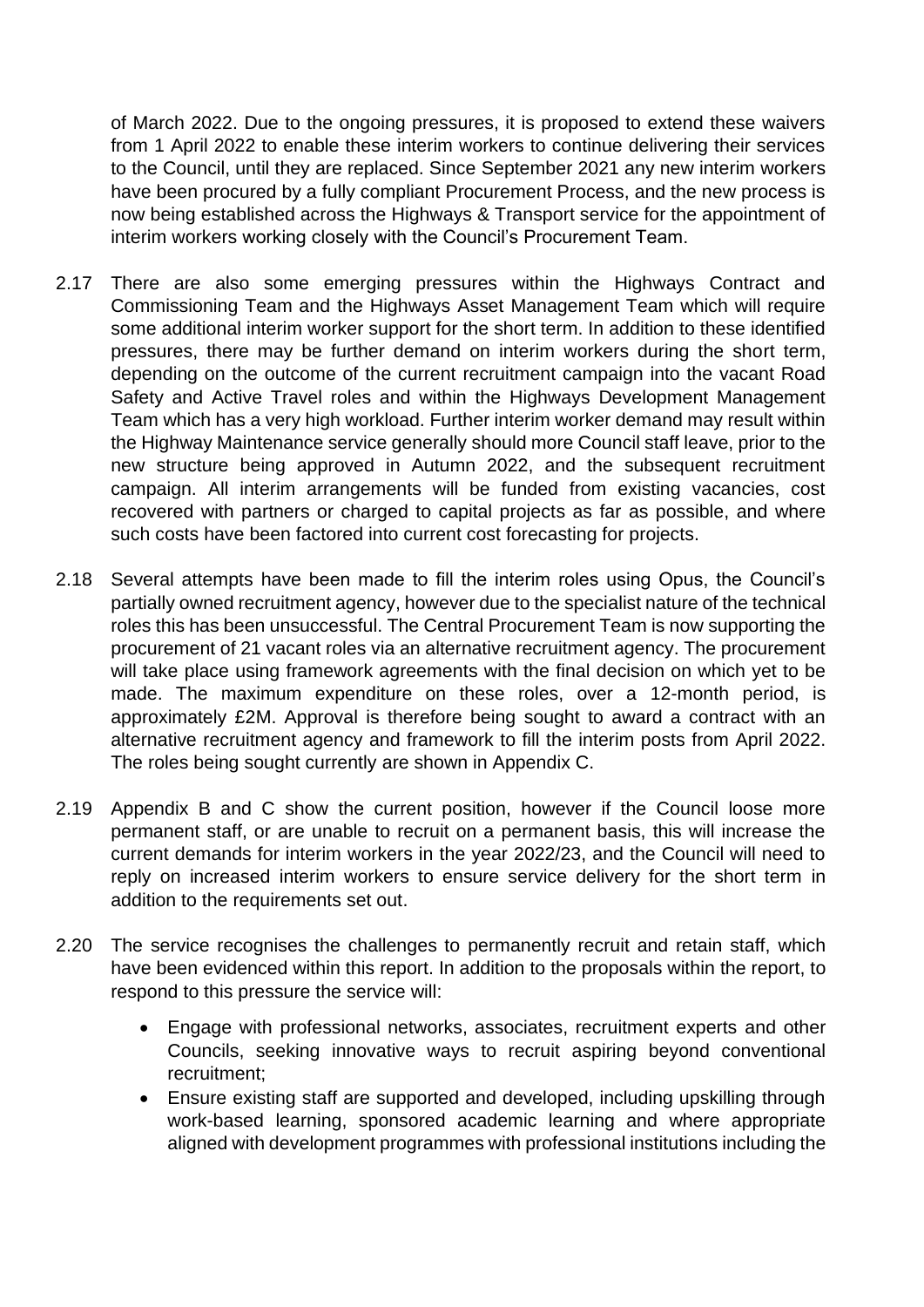of March 2022. Due to the ongoing pressures, it is proposed to extend these waivers from 1 April 2022 to enable these interim workers to continue delivering their services to the Council, until they are replaced. Since September 2021 any new interim workers have been procured by a fully compliant Procurement Process, and the new process is now being established across the Highways & Transport service for the appointment of interim workers working closely with the Council's Procurement Team.

2.17 There are also some emerging pressures within the Highways Contract and Commissioning Team and the Highways Asset Management Team which will require some additional interim worker support for the short term. In addition to these identified pressures, there may be further demand on interim workers during the short term, depending on the outcome of the current recruitment campaign into the vacant Road Safety and Active Travel roles and within the Highways Development Management Team which has a very high workload. Further interim worker demand may result within the Highway Maintenance service generally should more Council staff leave, prior to the new structure being approved in Autumn 2022, and the subsequent recruitment campaign. All interim arrangements will be funded from existing vacancies, cost recovered with partners or charged to capital projects as far as possible, and where such costs have been factored into current cost forecasting for projects.

2.18 Several attempts have been made to fill the interim roles using Opus, the Council's partially owned recruitment agency, however due to the specialist nature of the technical roles this has been unsuccessful. The Central Procurement Team is now supporting the procurement of 21 vacant roles via an alternative recruitment agency. The procurement will take place using framework agreements with the final decision on which yet to be made. The maximum expenditure on these roles, over a 12-month period, is approximately £2M. Approval is therefore being sought to award a contract with an alternative recruitment agency and framework to fill the interim posts from April 2022. The roles being sought currently are shown in Appendix C.

2.19 Appendix B and C show the current position, however if the Council loose more permanent staff, or are unable to recruit on a permanent basis, this will increase the current demands for interim workers in the year 2022/23, and the Council will need to reply on increased interim workers to ensure service delivery for the short term in addition to the requirements set out.

2.20 The service recognises the challenges to permanently recruit and retain staff, which have been evidenced within this report. In addition to the proposals within the report, to respond to this pressure the service will:

- Engage with professional networks, associates, recruitment experts and other Councils, seeking innovative ways to recruit aspiring beyond conventional recruitment;
- Ensure existing staff are supported and developed, including upskilling through work-based learning, sponsored academic learning and where appropriate aligned with development programmes with professional institutions including the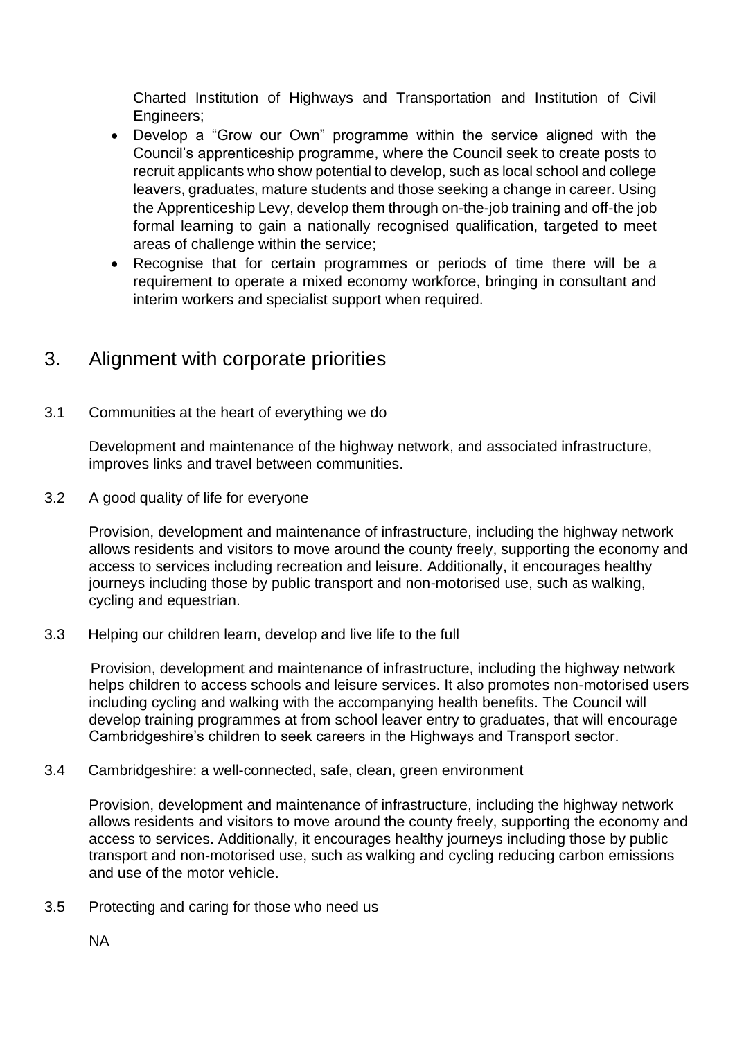Charted Institution of Highways and Transportation and Institution of Civil Engineers;

- Develop a "Grow our Own" programme within the service aligned with the Council's apprenticeship programme, where the Council seek to create posts to recruit applicants who show potential to develop, such as local school and college leavers, graduates, mature students and those seeking a change in career. Using the Apprenticeship Levy, develop them through on-the-job training and off-the job formal learning to gain a nationally recognised qualification, targeted to meet areas of challenge within the service;
- Recognise that for certain programmes or periods of time there will be a requirement to operate a mixed economy workforce, bringing in consultant and interim workers and specialist support when required.

## 3. Alignment with corporate priorities

3.1 Communities at the heart of everything we do

Development and maintenance of the highway network, and associated infrastructure, improves links and travel between communities.

3.2 A good quality of life for everyone

Provision, development and maintenance of infrastructure, including the highway network allows residents and visitors to move around the county freely, supporting the economy and access to services including recreation and leisure. Additionally, it encourages healthy journeys including those by public transport and non-motorised use, such as walking, cycling and equestrian.

3.3 Helping our children learn, develop and live life to the full

Provision, development and maintenance of infrastructure, including the highway network helps children to access schools and leisure services. It also promotes non-motorised users including cycling and walking with the accompanying health benefits. The Council will develop training programmes at from school leaver entry to graduates, that will encourage Cambridgeshire's children to seek careers in the Highways and Transport sector.

3.4 Cambridgeshire: a well-connected, safe, clean, green environment

Provision, development and maintenance of infrastructure, including the highway network allows residents and visitors to move around the county freely, supporting the economy and access to services. Additionally, it encourages healthy journeys including those by public transport and non-motorised use, such as walking and cycling reducing carbon emissions and use of the motor vehicle.

3.5 Protecting and caring for those who need us

NA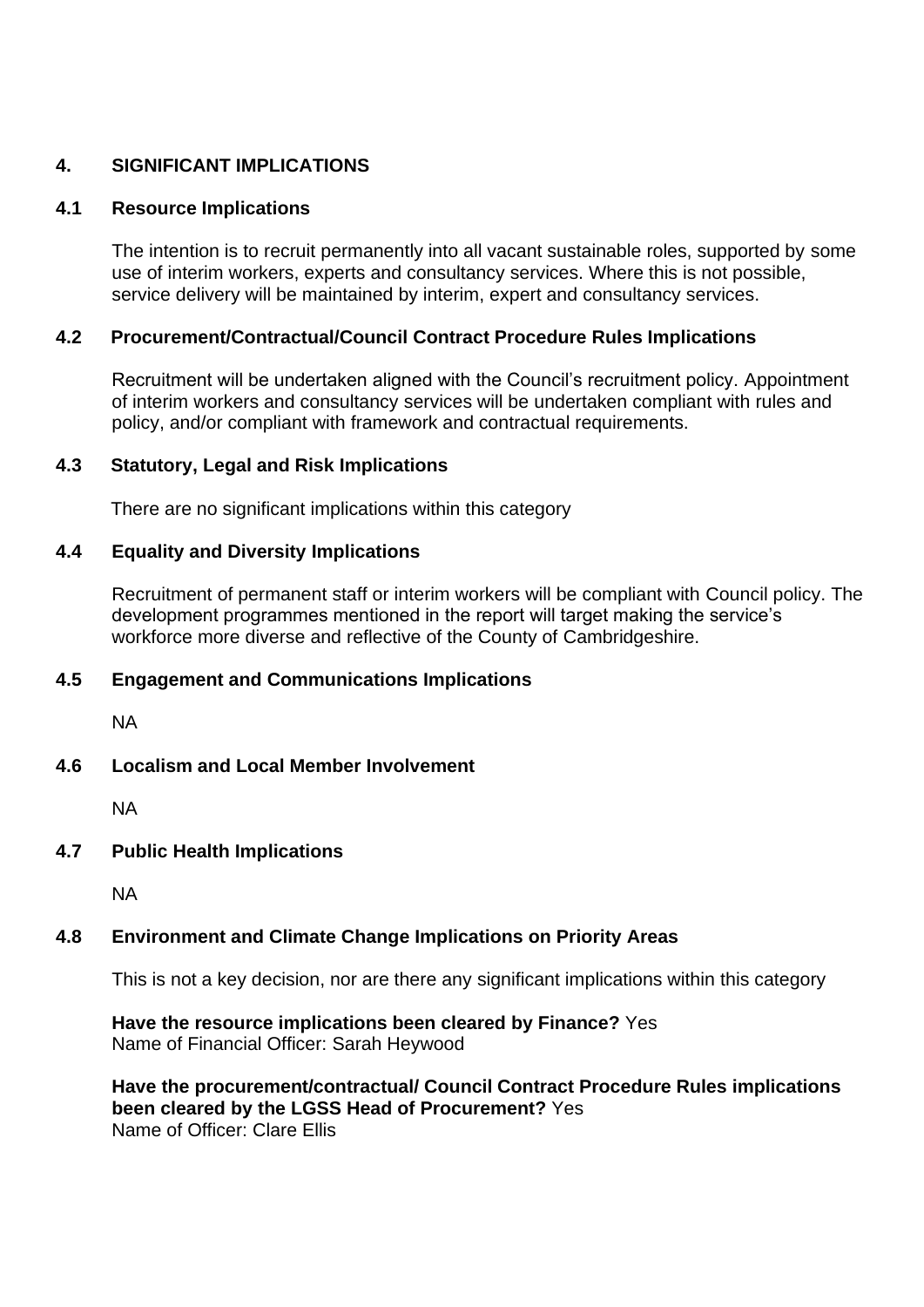## 4. SIGNIFICANT IMPLICATIONS

### 4.1 Resource Implications

The intention is to recruit permanently into all vacant sustainable roles, supported by some use of interim workers, experts and consultancy services. Where this is not possible, service delivery will be maintained by interim, expert and consultancy services.

### 4.2 Procurement/Contractual/Council Contract Procedure Rules Implications

Recruitment will be undertaken aligned with the Council's recruitment policy. Appointment of interim workers and consultancy services will be undertaken compliant with rules and policy, and/or compliant with framework and contractual requirements.

### 4.3 Statutory, Legal and Risk Implications

There are no significant implications within this category

### 4.4 Equality and Diversity Implications

Recruitment of permanent staff or interim workers will be compliant with Council policy. The development programmes mentioned in the report will target making the service's workforce more diverse and reflective of the County of Cambridgeshire.

### 4.5 Engagement and Communications Implications

NA

### 4.6 Localism and Local Member Involvement

NA

### 4.7 Public Health Implications

NA

### 4.8 Environment and Climate Change Implications on Priority Areas

This is not a key decision, nor are there any significant implications within this category

**Have the resource implications been cleared by Finance?** Yes
Name of Financial Officer: Sarah Heywood

**Have the procurement/contractual/ Council Contract Procedure Rules implications been cleared by the LGSS Head of Procurement?** Yes
Name of Officer: Clare Ellis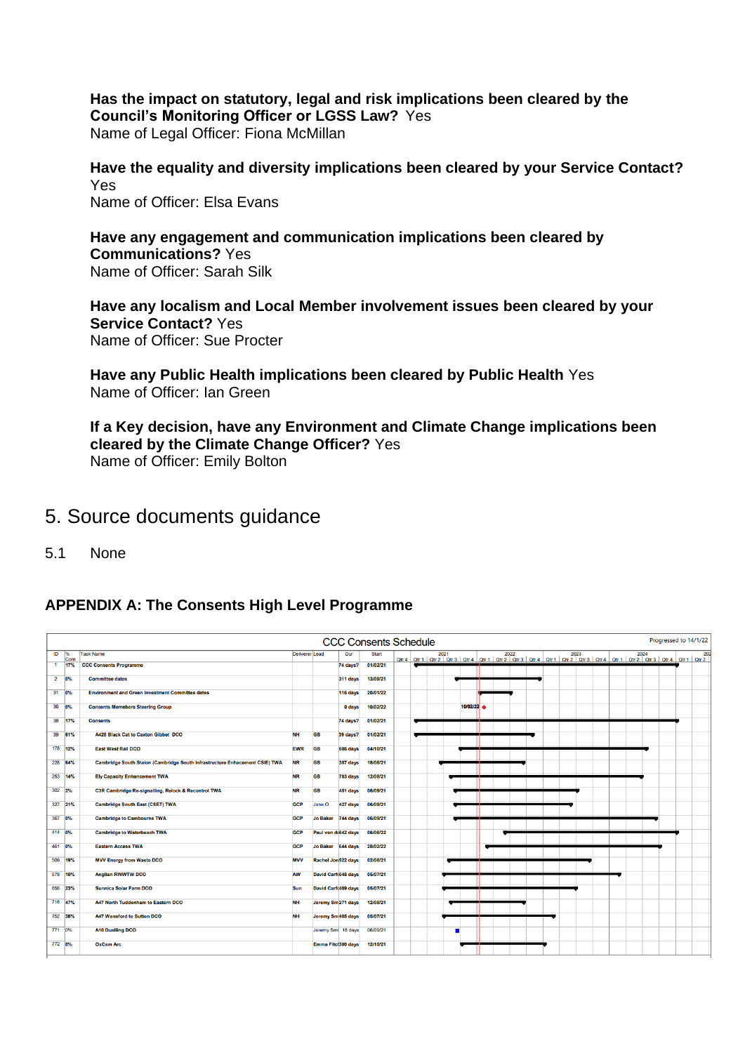**Has the impact on statutory, legal and risk implications been cleared by the Council's Monitoring Officer or LGSS Law?** Yes
Name of Legal Officer: Fiona McMillan

**Have the equality and diversity implications been cleared by your Service Contact?** Yes
Name of Officer: Elsa Evans

**Have any engagement and communication implications been cleared by Communications?** Yes
Name of Officer: Sarah Silk

**Have any localism and Local Member involvement issues been cleared by your Service Contact?** Yes
Name of Officer: Sue Procter

**Have any Public Health implications been cleared by Public Health** Yes
Name of Officer: Ian Green

**If a Key decision, have any Environment and Climate Change implications been cleared by the Climate Change Officer?** Yes
Name of Officer: Emily Bolton

# 5. Source documents guidance

5.1 None

## APPENDIX A: The Consents High Level Programme

CCC Consents Schedule — Progressed to 14/1/22

| ID | % Com | Task Name | Deliverer | Lead | Dur | Start |
|---|---|---|---|---|---|---|
| 1 | 17% | CCC Consents Programme | | | 74 days? | 01/02/21 |
| 2 | 0% | Committee dates | | | 311 days | 13/09/21 |
| 31 | 0% | Environment and Green Investment Committee dates | | | 116 days | 20/01/22 |
| 36 | 0% | Consents Memebers Steering Group | | | 0 days | 10/02/22 |
| 38 | 17% | Consents | | | 74 days? | 01/02/21 |
| 39 | 61% | A428 Black Cat to Caxton Gibbet DCO | NH | GB | 39 days? | 01/02/21 |
| 178 | 12% | East West Rail DCO | EWR | GB | 686 days | 04/10/21 |
| 226 | 64% | Cambridge South Staion (Cambridge South Infrastructure Enhancement CSIE) TWA | NR | GB | 307 days | 18/06/21 |
| 253 | 14% | Ely Capacity Enhancement TWA | NR | GB | 703 days | 12/08/21 |
| 302 | 2% | C3R Cambridge Re-signalling, Relock & Recontrol TWA | NR | GB | 451 days | 06/09/21 |
| 327 | 21% | Cambridge South East (CSET) TWA | GCP | Jane O | 427 days | 06/09/21 |
| 367 | 0% | Cambridge to Cambourne TWA | GCP | Jo Baker | 744 days | 06/09/21 |
| 414 | 0% | Cambridge to Waterbeach TWA | GCP | Paul van de | 642 days | 06/06/22 |
| 461 | 0% | Eastern Access TWA | GCP | Jo Baker | 644 days | 28/02/22 |
| 509 | 19% | MVV Energy from Waste DCO | MVV | Rachel Jon | 522 days | 02/08/21 |
| 578 | 10% | Anglian RWWTW DCO | AW | David Carf | 648 days | 05/07/21 |
| 656 | 23% | Sunnica Solar Farm DCO | Sun | David Carf | 489 days | 05/07/21 |
| 716 | 47% | A47 North Tuddenham to Easton DCO | NH | Jeremy Sm | 271 days | 12/08/21 |
| 752 | 38% | A47 Wansford to Sutton DCO | NH | Jeremy Sm | 405 days | 05/07/21 |
| 771 | 0% | A10 Dualling DCO | | Jeremy Smi | 15 days | 06/09/21 |
| 772 | 0% | OxCam Arc | | Emma Fitc | 300 days | 12/10/21 |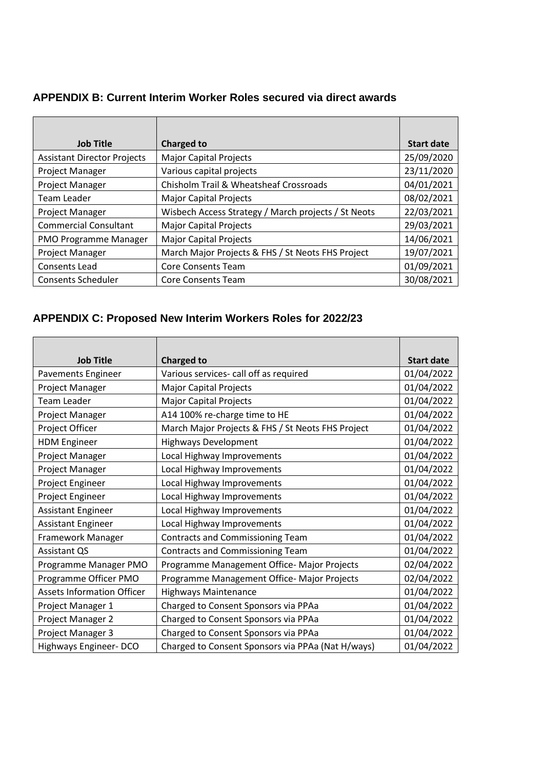## APPENDIX B: Current Interim Worker Roles secured via direct awards

| Job Title | Charged to | Start date |
|---|---|---|
| Assistant Director Projects | Major Capital Projects | 25/09/2020 |
| Project Manager | Various capital projects | 23/11/2020 |
| Project Manager | Chisholm Trail & Wheatsheaf Crossroads | 04/01/2021 |
| Team Leader | Major Capital Projects | 08/02/2021 |
| Project Manager | Wisbech Access Strategy / March projects / St Neots | 22/03/2021 |
| Commercial Consultant | Major Capital Projects | 29/03/2021 |
| PMO Programme Manager | Major Capital Projects | 14/06/2021 |
| Project Manager | March Major Projects & FHS / St Neots FHS Project | 19/07/2021 |
| Consents Lead | Core Consents Team | 01/09/2021 |
| Consents Scheduler | Core Consents Team | 30/08/2021 |

## APPENDIX C: Proposed New Interim Workers Roles for 2022/23

| Job Title | Charged to | Start date |
|---|---|---|
| Pavements Engineer | Various services- call off as required | 01/04/2022 |
| Project Manager | Major Capital Projects | 01/04/2022 |
| Team Leader | Major Capital Projects | 01/04/2022 |
| Project Manager | A14 100% re-charge time to HE | 01/04/2022 |
| Project Officer | March Major Projects & FHS / St Neots FHS Project | 01/04/2022 |
| HDM Engineer | Highways Development | 01/04/2022 |
| Project Manager | Local Highway Improvements | 01/04/2022 |
| Project Manager | Local Highway Improvements | 01/04/2022 |
| Project Engineer | Local Highway Improvements | 01/04/2022 |
| Project Engineer | Local Highway Improvements | 01/04/2022 |
| Assistant Engineer | Local Highway Improvements | 01/04/2022 |
| Assistant Engineer | Local Highway Improvements | 01/04/2022 |
| Framework Manager | Contracts and Commissioning Team | 01/04/2022 |
| Assistant QS | Contracts and Commissioning Team | 01/04/2022 |
| Programme Manager PMO | Programme Management Office- Major Projects | 02/04/2022 |
| Programme Officer PMO | Programme Management Office- Major Projects | 02/04/2022 |
| Assets Information Officer | Highways Maintenance | 01/04/2022 |
| Project Manager 1 | Charged to Consent Sponsors via PPAa | 01/04/2022 |
| Project Manager 2 | Charged to Consent Sponsors via PPAa | 01/04/2022 |
| Project Manager 3 | Charged to Consent Sponsors via PPAa | 01/04/2022 |
| Highways Engineer- DCO | Charged to Consent Sponsors via PPAa (Nat H/ways) | 01/04/2022 |